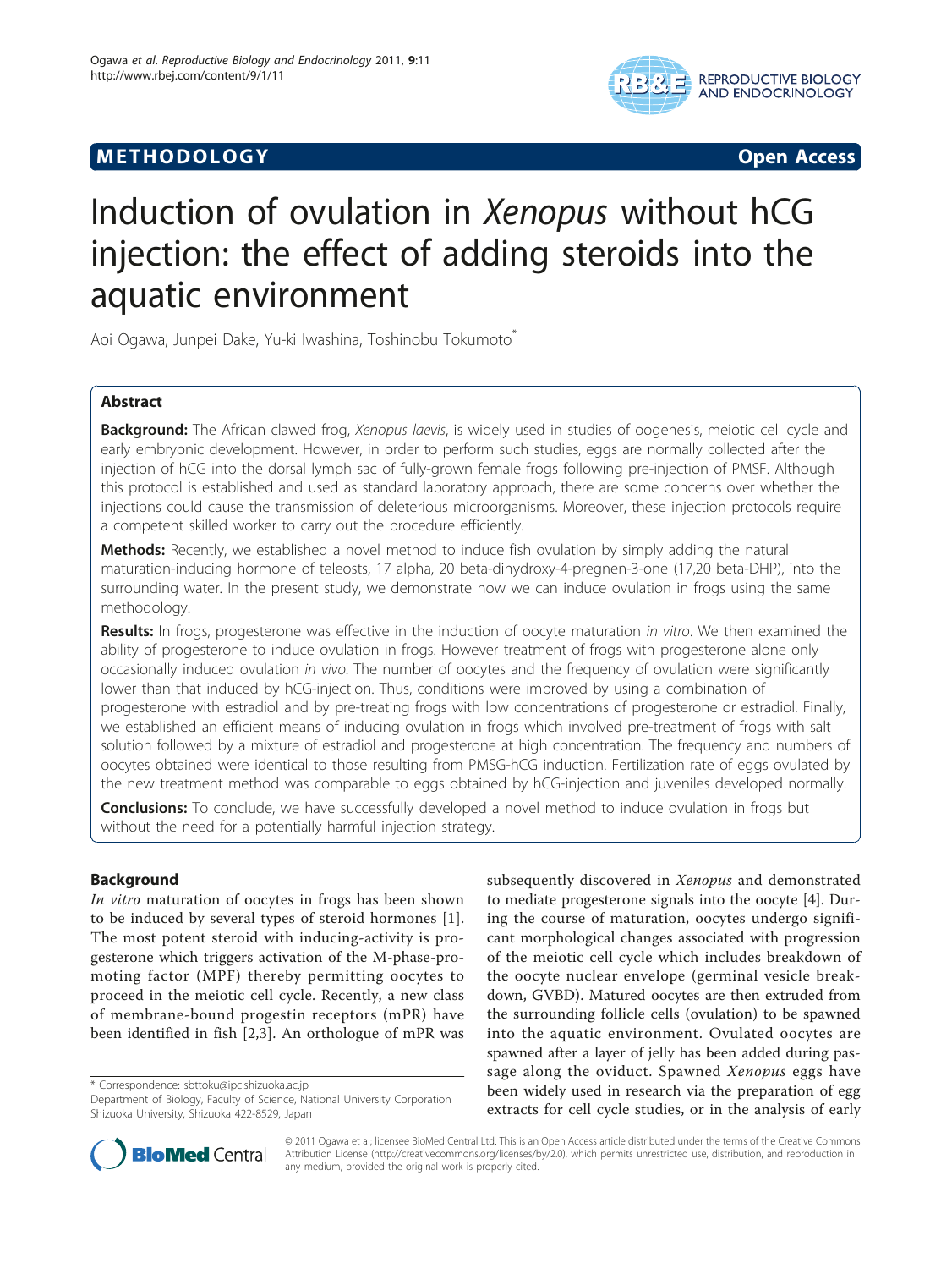**METHODOLOGY** **Open Access**

# Induction of ovulation in *Xenopus* without hCG injection: the effect of adding steroids into the aquatic environment

Aoi Ogawa, Junpei Dake, Yu-ki Iwashina, Toshinobu Tokumoto*

## Abstract

**Background:** The African clawed frog, *Xenopus laevis*, is widely used in studies of oogenesis, meiotic cell cycle and early embryonic development. However, in order to perform such studies, eggs are normally collected after the injection of hCG into the dorsal lymph sac of fully-grown female frogs following pre-injection of PMSF. Although this protocol is established and used as standard laboratory approach, there are some concerns over whether the injections could cause the transmission of deleterious microorganisms. Moreover, these injection protocols require a competent skilled worker to carry out the procedure efficiently.

**Methods:** Recently, we established a novel method to induce fish ovulation by simply adding the natural maturation-inducing hormone of teleosts, 17 alpha, 20 beta-dihydroxy-4-pregnen-3-one (17,20 beta-DHP), into the surrounding water. In the present study, we demonstrate how we can induce ovulation in frogs using the same methodology.

**Results:** In frogs, progesterone was effective in the induction of oocyte maturation *in vitro*. We then examined the ability of progesterone to induce ovulation in frogs. However treatment of frogs with progesterone alone only occasionally induced ovulation *in vivo*. The number of oocytes and the frequency of ovulation were significantly lower than that induced by hCG-injection. Thus, conditions were improved by using a combination of progesterone with estradiol and by pre-treating frogs with low concentrations of progesterone or estradiol. Finally, we established an efficient means of inducing ovulation in frogs which involved pre-treatment of frogs with salt solution followed by a mixture of estradiol and progesterone at high concentration. The frequency and numbers of oocytes obtained were identical to those resulting from PMSG-hCG induction. Fertilization rate of eggs ovulated by the new treatment method was comparable to eggs obtained by hCG-injection and juveniles developed normally.

**Conclusions:** To conclude, we have successfully developed a novel method to induce ovulation in frogs but without the need for a potentially harmful injection strategy.

## Background

*In vitro* maturation of oocytes in frogs has been shown to be induced by several types of steroid hormones [1]. The most potent steroid with inducing-activity is progesterone which triggers activation of the M-phase-promoting factor (MPF) thereby permitting oocytes to proceed in the meiotic cell cycle. Recently, a new class of membrane-bound progestin receptors (mPR) have been identified in fish [2,3]. An orthologue of mPR was subsequently discovered in *Xenopus* and demonstrated to mediate progesterone signals into the oocyte [4]. During the course of maturation, oocytes undergo significant morphological changes associated with progression of the meiotic cell cycle which includes breakdown of the oocyte nuclear envelope (germinal vesicle breakdown, GVBD). Matured oocytes are then extruded from the surrounding follicle cells (ovulation) to be spawned into the aquatic environment. Ovulated oocytes are spawned after a layer of jelly has been added during passage along the oviduct. Spawned *Xenopus* eggs have been widely used in research via the preparation of egg extracts for cell cycle studies, or in the analysis of early

\* Correspondence: sbttoku@ipc.shizuoka.ac.jp
Department of Biology, Faculty of Science, National University Corporation Shizuoka University, Shizuoka 422-8529, Japan

© 2011 Ogawa et al; licensee BioMed Central Ltd. This is an Open Access article distributed under the terms of the Creative Commons Attribution License (http://creativecommons.org/licenses/by/2.0), which permits unrestricted use, distribution, and reproduction in any medium, provided the original work is properly cited.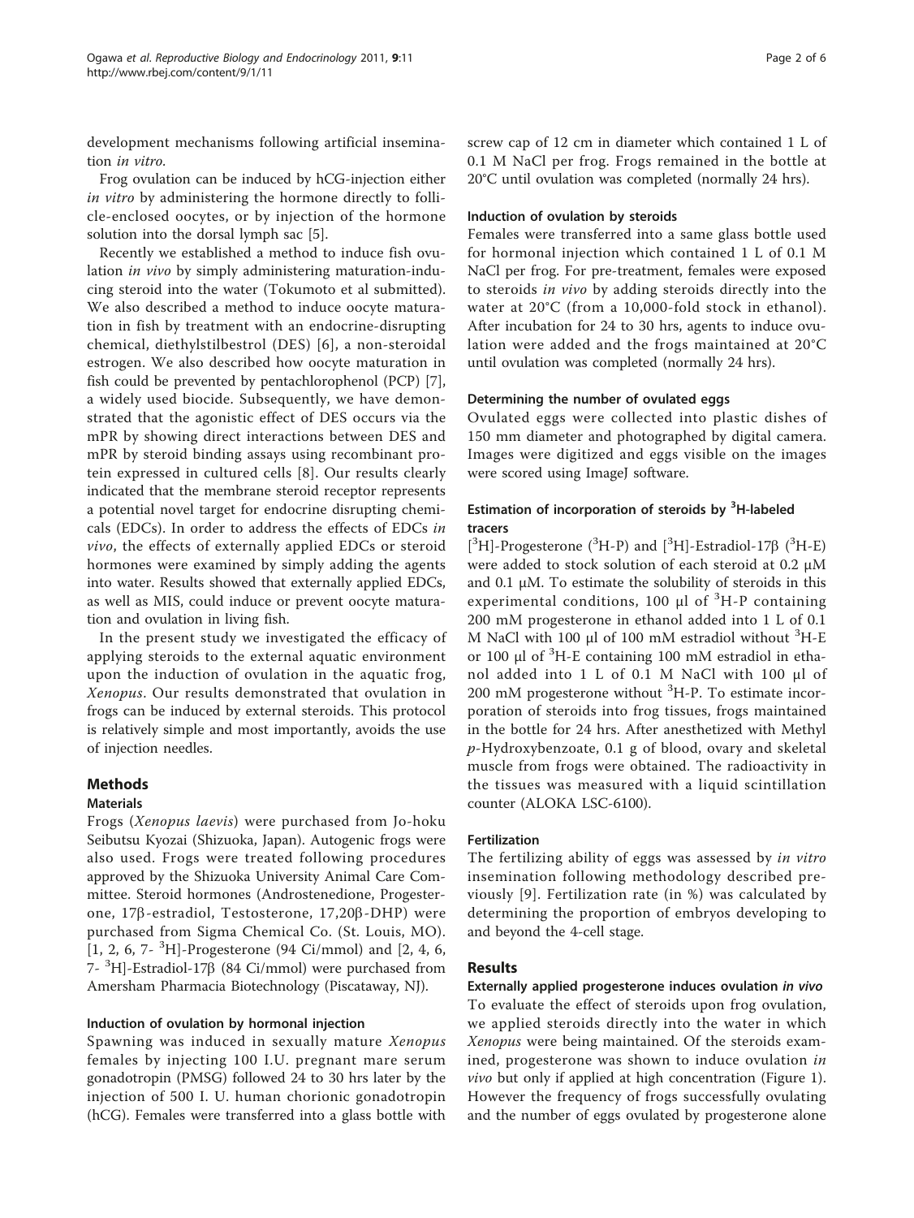development mechanisms following artificial insemination *in vitro*.

Frog ovulation can be induced by hCG-injection either *in vitro* by administering the hormone directly to follicle-enclosed oocytes, or by injection of the hormone solution into the dorsal lymph sac [5].

Recently we established a method to induce fish ovulation *in vivo* by simply administering maturation-inducing steroid into the water (Tokumoto et al submitted). We also described a method to induce oocyte maturation in fish by treatment with an endocrine-disrupting chemical, diethylstilbestrol (DES) [6], a non-steroidal estrogen. We also described how oocyte maturation in fish could be prevented by pentachlorophenol (PCP) [7], a widely used biocide. Subsequently, we have demonstrated that the agonistic effect of DES occurs via the mPR by showing direct interactions between DES and mPR by steroid binding assays using recombinant protein expressed in cultured cells [8]. Our results clearly indicated that the membrane steroid receptor represents a potential novel target for endocrine disrupting chemicals (EDCs). In order to address the effects of EDCs *in vivo*, the effects of externally applied EDCs or steroid hormones were examined by simply adding the agents into water. Results showed that externally applied EDCs, as well as MIS, could induce or prevent oocyte maturation and ovulation in living fish.

In the present study we investigated the efficacy of applying steroids to the external aquatic environment upon the induction of ovulation in the aquatic frog, *Xenopus*. Our results demonstrated that ovulation in frogs can be induced by external steroids. This protocol is relatively simple and most importantly, avoids the use of injection needles.

## Methods

### Materials

Frogs (*Xenopus laevis*) were purchased from Jo-hoku Seibutsu Kyozai (Shizuoka, Japan). Autogenic frogs were also used. Frogs were treated following procedures approved by the Shizuoka University Animal Care Committee. Steroid hormones (Androstenedione, Progesterone, 17β-estradiol, Testosterone, 17,20β-DHP) were purchased from Sigma Chemical Co. (St. Louis, MO). [1, 2, 6, 7- $^{3}$H]-Progesterone (94 Ci/mmol) and [2, 4, 6, 7- $^{3}$H]-Estradiol-17β (84 Ci/mmol) were purchased from Amersham Pharmacia Biotechnology (Piscataway, NJ).

### Induction of ovulation by hormonal injection

Spawning was induced in sexually mature *Xenopus* females by injecting 100 I.U. pregnant mare serum gonadotropin (PMSG) followed 24 to 30 hrs later by the injection of 500 I. U. human chorionic gonadotropin (hCG). Females were transferred into a glass bottle with screw cap of 12 cm in diameter which contained 1 L of 0.1 M NaCl per frog. Frogs remained in the bottle at 20°C until ovulation was completed (normally 24 hrs).

### Induction of ovulation by steroids

Females were transferred into a same glass bottle used for hormonal injection which contained 1 L of 0.1 M NaCl per frog. For pre-treatment, females were exposed to steroids *in vivo* by adding steroids directly into the water at 20°C (from a 10,000-fold stock in ethanol). After incubation for 24 to 30 hrs, agents to induce ovulation were added and the frogs maintained at 20°C until ovulation was completed (normally 24 hrs).

### Determining the number of ovulated eggs

Ovulated eggs were collected into plastic dishes of 150 mm diameter and photographed by digital camera. Images were digitized and eggs visible on the images were scored using ImageJ software.

### Estimation of incorporation of steroids by $^{3}$H-labeled tracers

[$^{3}$H]-Progesterone ($^{3}$H-P) and [$^{3}$H]-Estradiol-17β ($^{3}$H-E) were added to stock solution of each steroid at 0.2 μM and 0.1 μM. To estimate the solubility of steroids in this experimental conditions, 100 μl of $^{3}$H-P containing 200 mM progesterone in ethanol added into 1 L of 0.1 M NaCl with 100 μl of 100 mM estradiol without $^{3}$H-E or 100 μl of $^{3}$H-E containing 100 mM estradiol in ethanol added into 1 L of 0.1 M NaCl with 100 μl of 200 mM progesterone without $^{3}$H-P. To estimate incorporation of steroids into frog tissues, frogs maintained in the bottle for 24 hrs. After anesthetized with Methyl *p*-Hydroxybenzoate, 0.1 g of blood, ovary and skeletal muscle from frogs were obtained. The radioactivity in the tissues was measured with a liquid scintillation counter (ALOKA LSC-6100).

### Fertilization

The fertilizing ability of eggs was assessed by *in vitro* insemination following methodology described previously [9]. Fertilization rate (in %) was calculated by determining the proportion of embryos developing to and beyond the 4-cell stage.

## Results

### Externally applied progesterone induces ovulation *in vivo*

To evaluate the effect of steroids upon frog ovulation, we applied steroids directly into the water in which *Xenopus* were being maintained. Of the steroids examined, progesterone was shown to induce ovulation *in vivo* but only if applied at high concentration (Figure 1). However the frequency of frogs successfully ovulating and the number of eggs ovulated by progesterone alone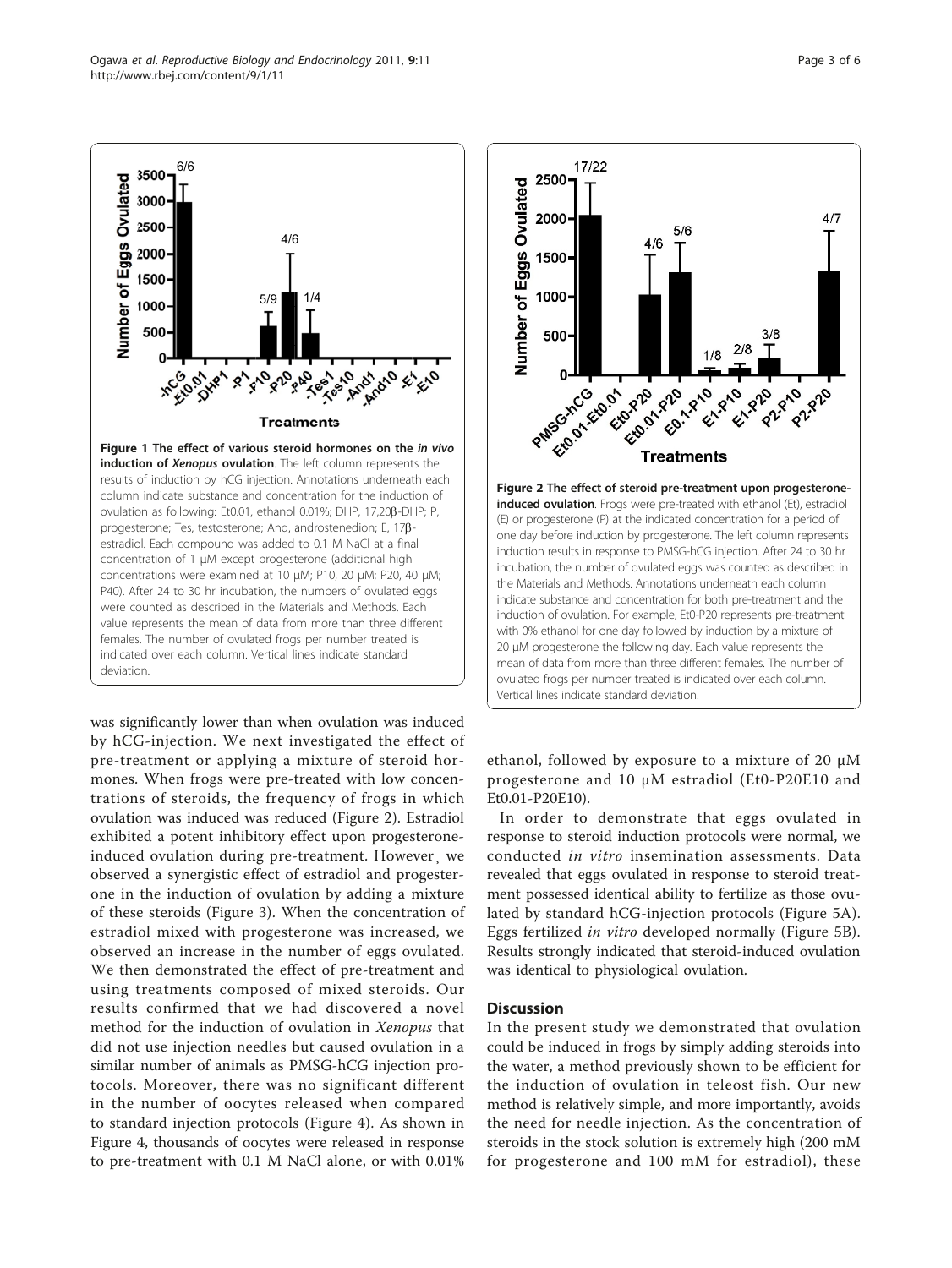Figure 1 The effect of various steroid hormones on the *in vivo* induction of *Xenopus* ovulation. The left column represents the results of induction by hCG injection. Annotations underneath each column indicate substance and concentration for the induction of ovulation as following: Et0.01, ethanol 0.01%; DHP, 17,20β-DHP; P, progesterone; Tes, testosterone; And, androstenedion; E, 17β-estradiol. Each compound was added to 0.1 M NaCl at a final concentration of 1 μM except progesterone (additional high concentrations were examined at 10 μM; P10, 20 μM; P20, 40 μM; P40). After 24 to 30 hr incubation, the numbers of ovulated eggs were counted as described in the Materials and Methods. Each value represents the mean of data from more than three different females. The number of ovulated frogs per number treated is indicated over each column. Vertical lines indicate standard deviation.

Figure 2 The effect of steroid pre-treatment upon progesterone-induced ovulation. Frogs were pre-treated with ethanol (Et), estradiol (E) or progesterone (P) at the indicated concentration for a period of one day before induction by progesterone. The left column represents induction results in response to PMSG-hCG injection. After 24 to 30 hr incubation, the number of ovulated eggs was counted as described in the Materials and Methods. Annotations underneath each column indicate substance and concentration for both pre-treatment and the induction of ovulation. For example, Et0-P20 represents pre-treatment with 0% ethanol for one day followed by induction by a mixture of 20 μM progesterone the following day. Each value represents the mean of data from more than three different females. The number of ovulated frogs per number treated is indicated over each column. Vertical lines indicate standard deviation.

was significantly lower than when ovulation was induced by hCG-injection. We next investigated the effect of pre-treatment or applying a mixture of steroid hormones. When frogs were pre-treated with low concentrations of steroids, the frequency of frogs in which ovulation was induced was reduced (Figure 2). Estradiol exhibited a potent inhibitory effect upon progesterone-induced ovulation during pre-treatment. However, we observed a synergistic effect of estradiol and progesterone in the induction of ovulation by adding a mixture of these steroids (Figure 3). When the concentration of estradiol mixed with progesterone was increased, we observed an increase in the number of eggs ovulated. We then demonstrated the effect of pre-treatment and using treatments composed of mixed steroids. Our results confirmed that we had discovered a novel method for the induction of ovulation in *Xenopus* that did not use injection needles but caused ovulation in a similar number of animals as PMSG-hCG injection protocols. Moreover, there was no significant different in the number of oocytes released when compared to standard injection protocols (Figure 4). As shown in Figure 4, thousands of oocytes were released in response to pre-treatment with 0.1 M NaCl alone, or with 0.01% ethanol, followed by exposure to a mixture of 20 μM progesterone and 10 μM estradiol (Et0-P20E10 and Et0.01-P20E10).

In order to demonstrate that eggs ovulated in response to steroid induction protocols were normal, we conducted *in vitro* insemination assessments. Data revealed that eggs ovulated in response to steroid treatment possessed identical ability to fertilize as those ovulated by standard hCG-injection protocols (Figure 5A). Eggs fertilized *in vitro* developed normally (Figure 5B). Results strongly indicated that steroid-induced ovulation was identical to physiological ovulation.

## Discussion

In the present study we demonstrated that ovulation could be induced in frogs by simply adding steroids into the water, a method previously shown to be efficient for the induction of ovulation in teleost fish. Our new method is relatively simple, and more importantly, avoids the need for needle injection. As the concentration of steroids in the stock solution is extremely high (200 mM for progesterone and 100 mM for estradiol), these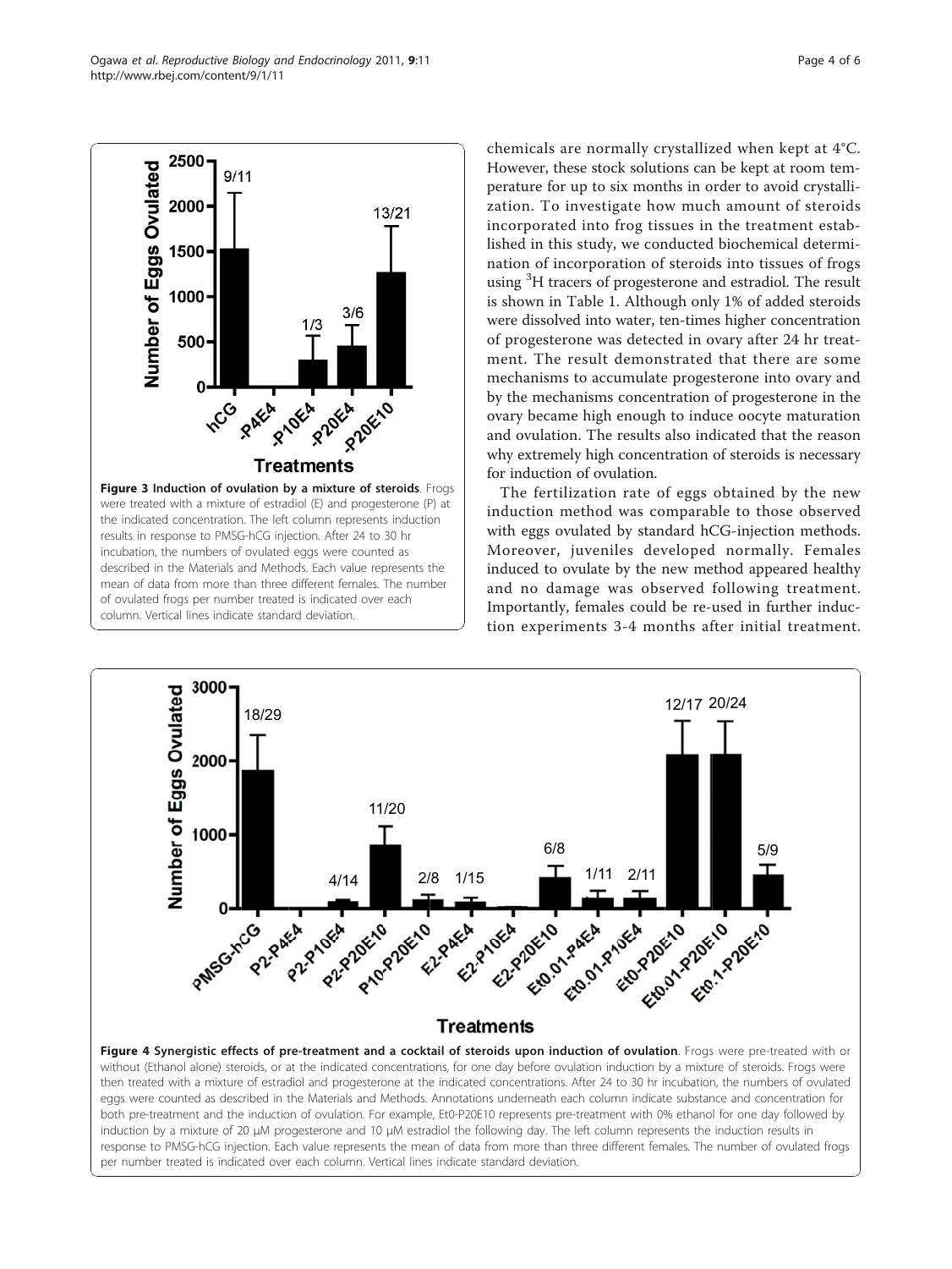chemicals are normally crystallized when kept at 4°C. However, these stock solutions can be kept at room temperature for up to six months in order to avoid crystallization. To investigate how much amount of steroids incorporated into frog tissues in the treatment established in this study, we conducted biochemical determination of incorporation of steroids into tissues of frogs using $^3$H tracers of progesterone and estradiol. The result is shown in Table 1. Although only 1% of added steroids were dissolved into water, ten-times higher concentration of progesterone was detected in ovary after 24 hr treatment. The result demonstrated that there are some mechanisms to accumulate progesterone into ovary and by the mechanisms concentration of progesterone in the ovary became high enough to induce oocyte maturation and ovulation. The results also indicated that the reason why extremely high concentration of steroids is necessary for induction of ovulation.

The fertilization rate of eggs obtained by the new induction method was comparable to those observed with eggs ovulated by standard hCG-injection methods. Moreover, juveniles developed normally. Females induced to ovulate by the new method appeared healthy and no damage was observed following treatment. Importantly, females could be re-used in further induction experiments 3-4 months after initial treatment.

**Figure 3 Induction of ovulation by a mixture of steroids**. Frogs were treated with a mixture of estradiol (E) and progesterone (P) at the indicated concentration. The left column represents induction results in response to PMSG-hCG injection. After 24 to 30 hr incubation, the numbers of ovulated eggs were counted as described in the Materials and Methods. Each value represents the mean of data from more than three different females. The number of ovulated frogs per number treated is indicated over each column. Vertical lines indicate standard deviation.

**Figure 4 Synergistic effects of pre-treatment and a cocktail of steroids upon induction of ovulation**. Frogs were pre-treated with or without (Ethanol alone) steroids, or at the indicated concentrations, for one day before ovulation induction by a mixture of steroids. Frogs were then treated with a mixture of estradiol and progesterone at the indicated concentrations. After 24 to 30 hr incubation, the numbers of ovulated eggs were counted as described in the Materials and Methods. Annotations underneath each column indicate substance and concentration for both pre-treatment and the induction of ovulation. For example, Et0-P20E10 represents pre-treatment with 0% ethanol for one day followed by induction by a mixture of 20 μM progesterone and 10 μM estradiol the following day. The left column represents the induction results in response to PMSG-hCG injection. Each value represents the mean of data from more than three different females. The number of ovulated frogs per number treated is indicated over each column. Vertical lines indicate standard deviation.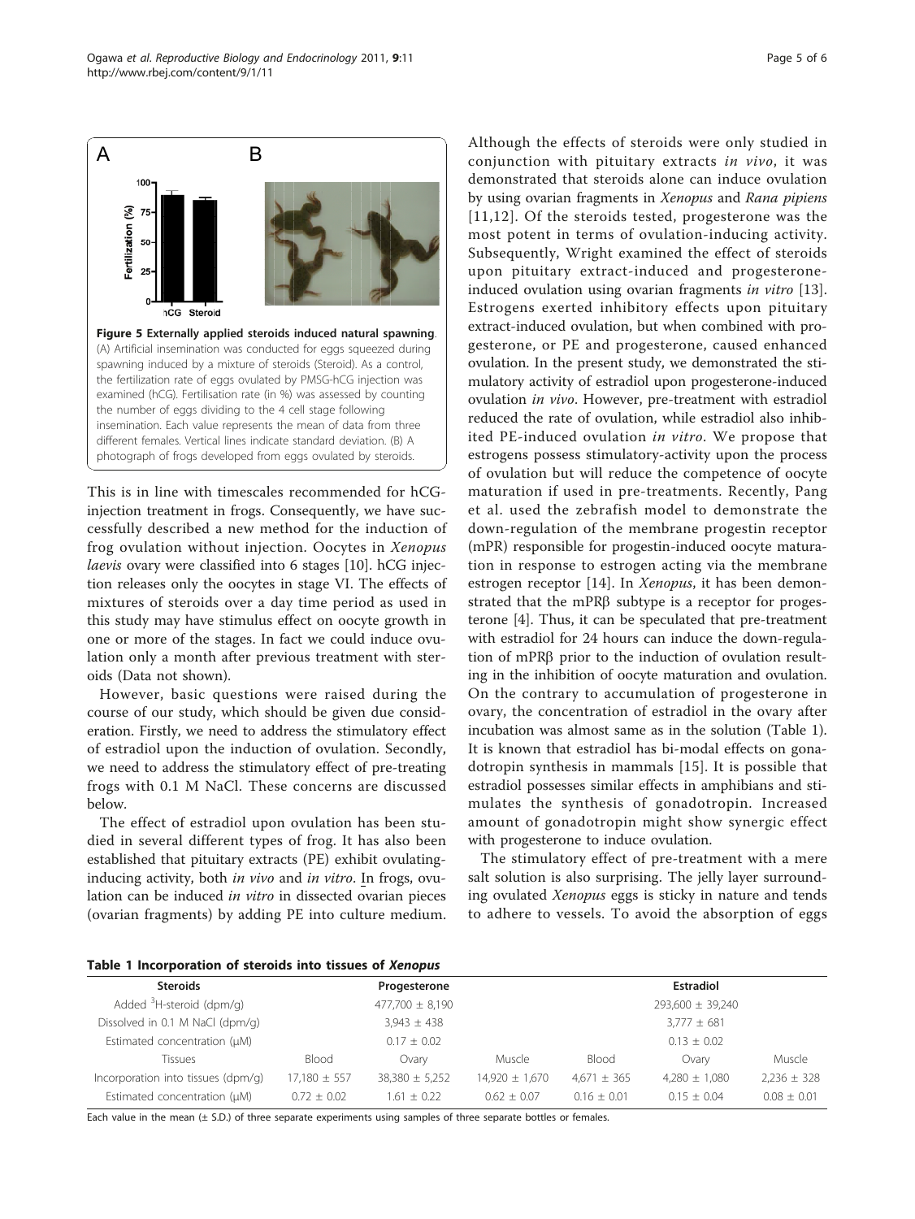**Figure 5 Externally applied steroids induced natural spawning**. (A) Artificial insemination was conducted for eggs squeezed during spawning induced by a mixture of steroids (Steroid). As a control, the fertilization rate of eggs ovulated by PMSG-hCG injection was examined (hCG). Fertilisation rate (in %) was assessed by counting the number of eggs dividing to the 4 cell stage following insemination. Each value represents the mean of data from three different females. Vertical lines indicate standard deviation. (B) A photograph of frogs developed from eggs ovulated by steroids.

This is in line with timescales recommended for hCG-injection treatment in frogs. Consequently, we have successfully described a new method for the induction of frog ovulation without injection. Oocytes in *Xenopus laevis* ovary were classified into 6 stages [10]. hCG injection releases only the oocytes in stage VI. The effects of mixtures of steroids over a day time period as used in this study may have stimulus effect on oocyte growth in one or more of the stages. In fact we could induce ovulation only a month after previous treatment with steroids (Data not shown).

However, basic questions were raised during the course of our study, which should be given due consideration. Firstly, we need to address the stimulatory effect of estradiol upon the induction of ovulation. Secondly, we need to address the stimulatory effect of pre-treating frogs with 0.1 M NaCl. These concerns are discussed below.

The effect of estradiol upon ovulation has been studied in several different types of frog. It has also been established that pituitary extracts (PE) exhibit ovulating-inducing activity, both *in vivo* and *in vitro*. In frogs, ovulation can be induced *in vitro* in dissected ovarian pieces (ovarian fragments) by adding PE into culture medium. Although the effects of steroids were only studied in conjunction with pituitary extracts *in vivo*, it was demonstrated that steroids alone can induce ovulation by using ovarian fragments in *Xenopus* and *Rana pipiens* [11,12]. Of the steroids tested, progesterone was the most potent in terms of ovulation-inducing activity. Subsequently, Wright examined the effect of steroids upon pituitary extract-induced and progesterone-induced ovulation using ovarian fragments *in vitro* [13]. Estrogens exerted inhibitory effects upon pituitary extract-induced ovulation, but when combined with progesterone, or PE and progesterone, caused enhanced ovulation. In the present study, we demonstrated the stimulatory activity of estradiol upon progesterone-induced ovulation *in vivo*. However, pre-treatment with estradiol reduced the rate of ovulation, while estradiol also inhibited PE-induced ovulation *in vitro*. We propose that estrogens possess stimulatory-activity upon the process of ovulation but will reduce the competence of oocyte maturation if used in pre-treatments. Recently, Pang et al. used the zebrafish model to demonstrate the down-regulation of the membrane progestin receptor (mPR) responsible for progestin-induced oocyte maturation in response to estrogen acting via the membrane estrogen receptor [14]. In *Xenopus*, it has been demonstrated that the mPRβ subtype is a receptor for progesterone [4]. Thus, it can be speculated that pre-treatment with estradiol for 24 hours can induce the down-regulation of mPRβ prior to the induction of ovulation resulting in the inhibition of oocyte maturation and ovulation. On the contrary to accumulation of progesterone in ovary, the concentration of estradiol in the ovary after incubation was almost same as in the solution (Table 1). It is known that estradiol has bi-modal effects on gonadotropin synthesis in mammals [15]. It is possible that estradiol possesses similar effects in amphibians and stimulates the synthesis of gonadotropin. Increased amount of gonadotropin might show synergic effect with progesterone to induce ovulation.

The stimulatory effect of pre-treatment with a mere salt solution is also surprising. The jelly layer surrounding ovulated *Xenopus* eggs is sticky in nature and tends to adhere to vessels. To avoid the absorption of eggs

**Table 1 Incorporation of steroids into tissues of *Xenopus***

| Steroids | Progesterone | | | Estradiol | | |
|---|---|---|---|---|---|---|
| Added $^{3}$H-steroid (dpm/g) | 477,700 ± 8,190 | | | 293,600 ± 39,240 | | |
| Dissolved in 0.1 M NaCl (dpm/g) | 3,943 ± 438 | | | 3,777 ± 681 | | |
| Estimated concentration (μM) | 0.17 ± 0.02 | | | 0.13 ± 0.02 | | |
| Tissues | Blood | Ovary | Muscle | Blood | Ovary | Muscle |
| Incorporation into tissues (dpm/g) | 17,180 ± 557 | 38,380 ± 5,252 | 14,920 ± 1,670 | 4,671 ± 365 | 4,280 ± 1,080 | 2,236 ± 328 |
| Estimated concentration (μM) | 0.72 ± 0.02 | 1.61 ± 0.22 | 0.62 ± 0.07 | 0.16 ± 0.01 | 0.15 ± 0.04 | 0.08 ± 0.01 |

Each value in the mean (± S.D.) of three separate experiments using samples of three separate bottles or females.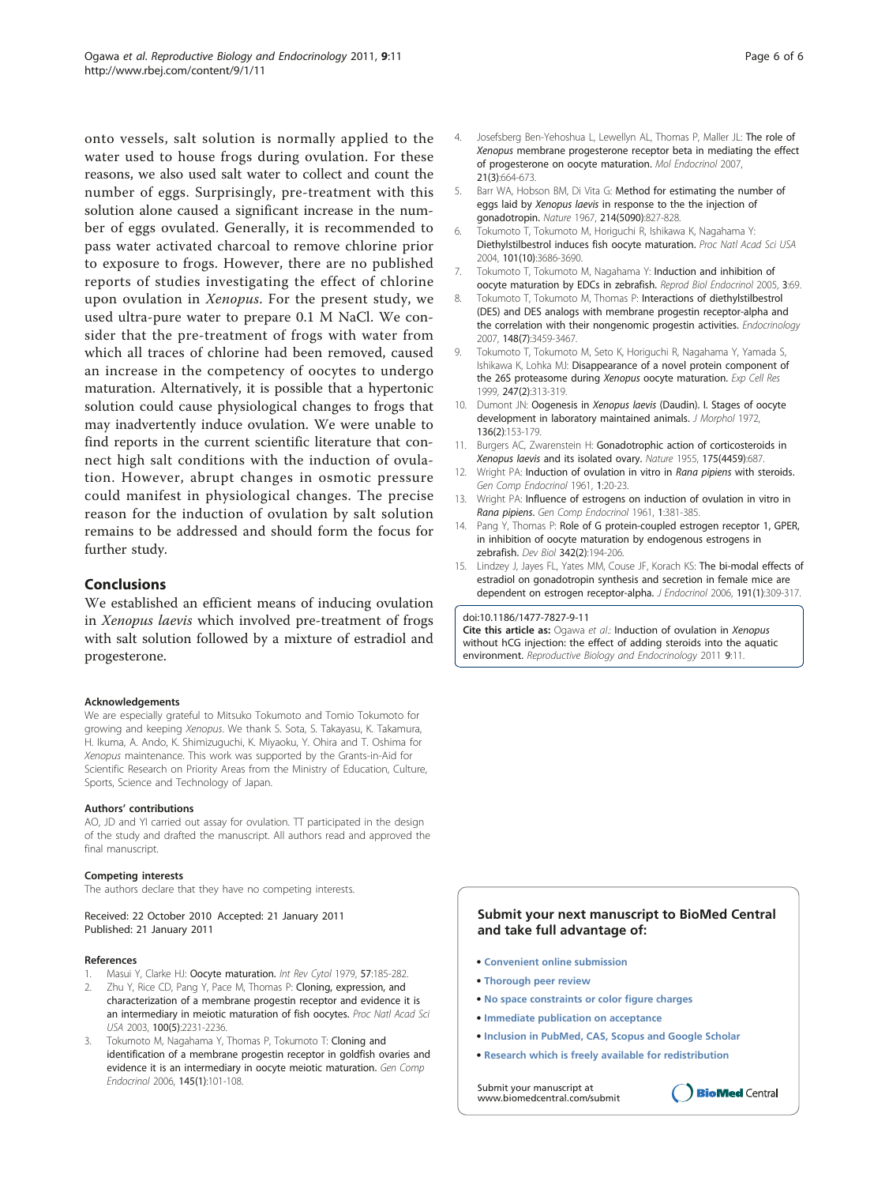onto vessels, salt solution is normally applied to the water used to house frogs during ovulation. For these reasons, we also used salt water to collect and count the number of eggs. Surprisingly, pre-treatment with this solution alone caused a significant increase in the number of eggs ovulated. Generally, it is recommended to pass water activated charcoal to remove chlorine prior to exposure to frogs. However, there are no published reports of studies investigating the effect of chlorine upon ovulation in *Xenopus*. For the present study, we used ultra-pure water to prepare 0.1 M NaCl. We consider that the pre-treatment of frogs with water from which all traces of chlorine had been removed, caused an increase in the competency of oocytes to undergo maturation. Alternatively, it is possible that a hypertonic solution could cause physiological changes to frogs that may inadvertently induce ovulation. We were unable to find reports in the current scientific literature that connect high salt conditions with the induction of ovulation. However, abrupt changes in osmotic pressure could manifest in physiological changes. The precise reason for the induction of ovulation by salt solution remains to be addressed and should form the focus for further study.

## Conclusions

We established an efficient means of inducing ovulation in *Xenopus laevis* which involved pre-treatment of frogs with salt solution followed by a mixture of estradiol and progesterone.

#### Acknowledgements

We are especially grateful to Mitsuko Tokumoto and Tomio Tokumoto for growing and keeping *Xenopus*. We thank S. Sota, S. Takayasu, K. Takamura, H. Ikuma, A. Ando, K. Shimizuguchi, K. Miyaoku, Y. Ohira and T. Oshima for *Xenopus* maintenance. This work was supported by the Grants-in-Aid for Scientific Research on Priority Areas from the Ministry of Education, Culture, Sports, Science and Technology of Japan.

#### Authors' contributions

AO, JD and YI carried out assay for ovulation. TT participated in the design of the study and drafted the manuscript. All authors read and approved the final manuscript.

#### Competing interests

The authors declare that they have no competing interests.

Received: 22 October 2010 Accepted: 21 January 2011
Published: 21 January 2011

#### References

1. Masui Y, Clarke HJ: **Oocyte maturation.** *Int Rev Cytol* 1979, **57**:185-282.
2. Zhu Y, Rice CD, Pang Y, Pace M, Thomas P: **Cloning, expression, and characterization of a membrane progestin receptor and evidence it is an intermediary in meiotic maturation of fish oocytes.** *Proc Natl Acad Sci USA* 2003, **100(5)**:2231-2236.
3. Tokumoto M, Nagahama Y, Thomas P, Tokumoto T: **Cloning and identification of a membrane progestin receptor in goldfish ovaries and evidence it is an intermediary in oocyte meiotic maturation.** *Gen Comp Endocrinol* 2006, **145(1)**:101-108.
4. Josefsberg Ben-Yehoshua L, Lewellyn AL, Thomas P, Maller JL: **The role of *Xenopus* membrane progesterone receptor beta in mediating the effect of progesterone on oocyte maturation.** *Mol Endocrinol* 2007, **21(3)**:664-673.
5. Barr WA, Hobson BM, Di Vita G: **Method for estimating the number of eggs laid by *Xenopus laevis* in response to the the injection of gonadotropin.** *Nature* 1967, **214(5090)**:827-828.
6. Tokumoto T, Tokumoto M, Horiguchi R, Ishikawa K, Nagahama Y: **Diethylstilbestrol induces fish oocyte maturation.** *Proc Natl Acad Sci USA* 2004, **101(10)**:3686-3690.
7. Tokumoto T, Tokumoto M, Nagahama Y: **Induction and inhibition of oocyte maturation by EDCs in zebrafish.** *Reprod Biol Endocrinol* 2005, **3**:69.
8. Tokumoto T, Tokumoto M, Thomas P: **Interactions of diethylstilbestrol (DES) and DES analogs with membrane progestin receptor-alpha and the correlation with their nongenomic progestin activities.** *Endocrinology* 2007, **148(7)**:3459-3467.
9. Tokumoto T, Tokumoto M, Seto K, Horiguchi R, Nagahama Y, Yamada S, Ishikawa K, Lohka MJ: **Disappearance of a novel protein component of the 26S proteasome during *Xenopus* oocyte maturation.** *Exp Cell Res* 1999, **247(2)**:313-319.
10. Dumont JN: **Oogenesis in *Xenopus laevis* (Daudin). I. Stages of oocyte development in laboratory maintained animals.** *J Morphol* 1972, **136(2)**:153-179.
11. Burgers AC, Zwarenstein H: **Gonadotrophic action of corticosteroids in *Xenopus laevis* and its isolated ovary.** *Nature* 1955, **175(4459)**:687.
12. Wright PA: **Induction of ovulation in vitro in *Rana pipiens* with steroids.** *Gen Comp Endocrinol* 1961, **1**:20-23.
13. Wright PA: **Influence of estrogens on induction of ovulation in vitro in *Rana pipiens*.** *Gen Comp Endocrinol* 1961, **1**:381-385.
14. Pang Y, Thomas P: **Role of G protein-coupled estrogen receptor 1, GPER, in inhibition of oocyte maturation by endogenous estrogens in zebrafish.** *Dev Biol* 342(2):194-206.
15. Lindzey J, Jayes FL, Yates MM, Couse JF, Korach KS: **The bi-modal effects of estradiol on gonadotropin synthesis and secretion in female mice are dependent on estrogen receptor-alpha.** *J Endocrinol* 2006, **191(1)**:309-317.

doi:10.1186/1477-7827-9-11

**Cite this article as:** Ogawa *et al.*: Induction of ovulation in *Xenopus* without hCG injection: the effect of adding steroids into the aquatic environment. *Reproductive Biology and Endocrinology* 2011 **9**:11.

**Submit your next manuscript to BioMed Central and take full advantage of:**

- **Convenient online submission**
- **Thorough peer review**
- **No space constraints or color figure charges**
- **Immediate publication on acceptance**
- **Inclusion in PubMed, CAS, Scopus and Google Scholar**
- **Research which is freely available for redistribution**

Submit your manuscript at
www.biomedcentral.com/submit

BioMed Central